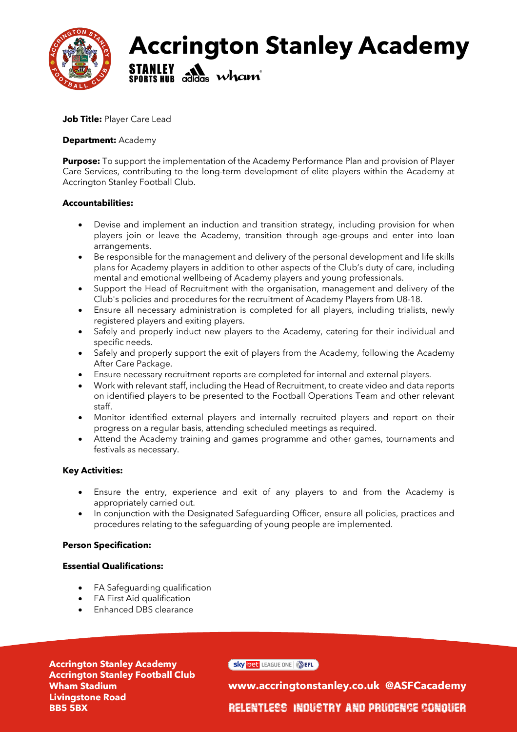# Accrington Stanley Academy

**Job Title:** Player Care Lead

**Department:** Academy

**Purpose:** To support the implementation of the Academy Performance Plan and provision of Player Care Services, contributing to the long-term development of elite players within the Academy at Accrington Stanley Football Club.

**Accountabilities:**

- Devise and implement an induction and transition strategy, including provision for when players join or leave the Academy, transition through age-groups and enter into loan arrangements.
- Be responsible for the management and delivery of the personal development and life skills plans for Academy players in addition to other aspects of the Club's duty of care, including mental and emotional wellbeing of Academy players and young professionals.
- Support the Head of Recruitment with the organisation, management and delivery of the Club's policies and procedures for the recruitment of Academy Players from U8-18.
- Ensure all necessary administration is completed for all players, including trialists, newly registered players and exiting players.
- Safely and properly induct new players to the Academy, catering for their individual and specific needs.
- Safely and properly support the exit of players from the Academy, following the Academy After Care Package.
- Ensure necessary recruitment reports are completed for internal and external players.
- Work with relevant staff, including the Head of Recruitment, to create video and data reports on identified players to be presented to the Football Operations Team and other relevant staff.
- Monitor identified external players and internally recruited players and report on their progress on a regular basis, attending scheduled meetings as required.
- Attend the Academy training and games programme and other games, tournaments and festivals as necessary.

**Key Activities:**

- Ensure the entry, experience and exit of any players to and from the Academy is appropriately carried out.
- In conjunction with the Designated Safeguarding Officer, ensure all policies, practices and procedures relating to the safeguarding of young people are implemented.

**Person Specification:**

**Essential Qualifications:**

- FA Safeguarding qualification
- FA First Aid qualification
- Enhanced DBS clearance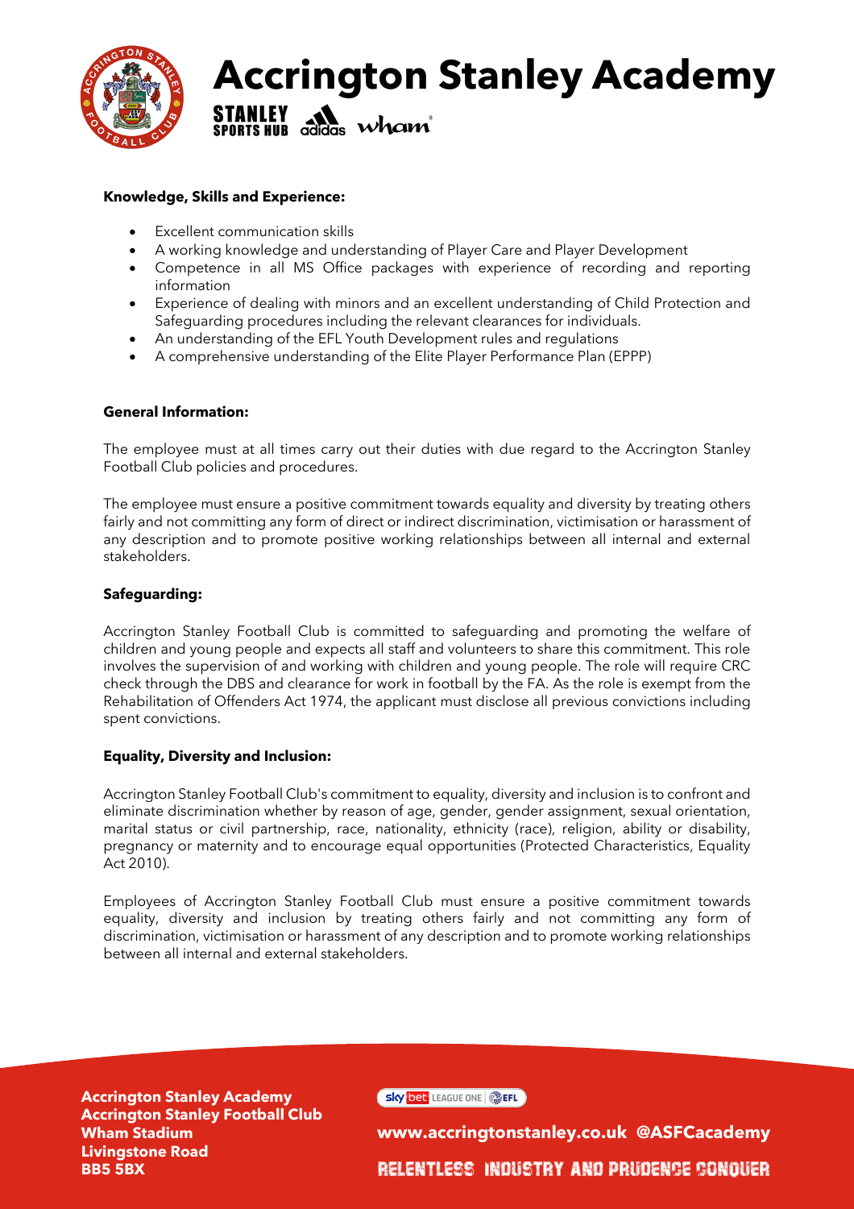**Knowledge, Skills and Experience:**

- Excellent communication skills
- A working knowledge and understanding of Player Care and Player Development
- Competence in all MS Office packages with experience of recording and reporting information
- Experience of dealing with minors and an excellent understanding of Child Protection and Safeguarding procedures including the relevant clearances for individuals.
- An understanding of the EFL Youth Development rules and regulations
- A comprehensive understanding of the Elite Player Performance Plan (EPPP)

**General Information:**

The employee must at all times carry out their duties with due regard to the Accrington Stanley Football Club policies and procedures.

The employee must ensure a positive commitment towards equality and diversity by treating others fairly and not committing any form of direct or indirect discrimination, victimisation or harassment of any description and to promote positive working relationships between all internal and external stakeholders.

**Safeguarding:**

Accrington Stanley Football Club is committed to safeguarding and promoting the welfare of children and young people and expects all staff and volunteers to share this commitment. This role involves the supervision of and working with children and young people. The role will require CRC check through the DBS and clearance for work in football by the FA. As the role is exempt from the Rehabilitation of Offenders Act 1974, the applicant must disclose all previous convictions including spent convictions.

**Equality, Diversity and Inclusion:**

Accrington Stanley Football Club's commitment to equality, diversity and inclusion is to confront and eliminate discrimination whether by reason of age, gender, gender assignment, sexual orientation, marital status or civil partnership, race, nationality, ethnicity (race), religion, ability or disability, pregnancy or maternity and to encourage equal opportunities (Protected Characteristics, Equality Act 2010).

Employees of Accrington Stanley Football Club must ensure a positive commitment towards equality, diversity and inclusion by treating others fairly and not committing any form of discrimination, victimisation or harassment of any description and to promote working relationships between all internal and external stakeholders.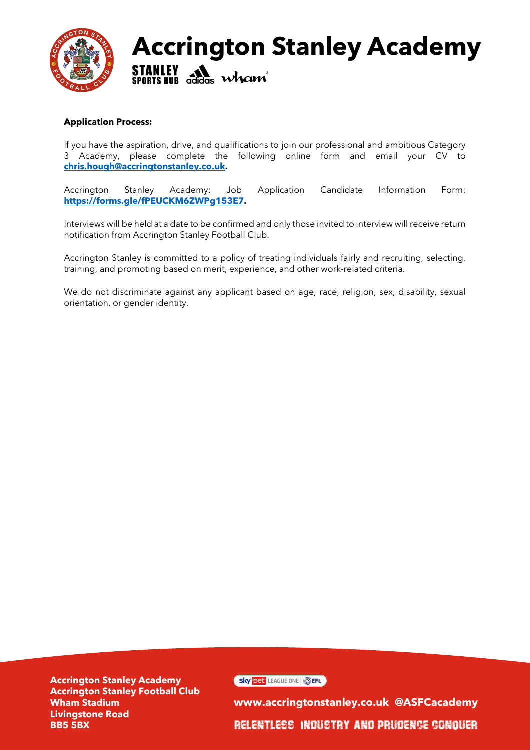**Application Process:**

If you have the aspiration, drive, and qualifications to join our professional and ambitious Category 3 Academy, please complete the following online form and email your CV to **chris.hough@accringtonstanley.co.uk.**

Accrington Stanley Academy: Job Application Candidate Information Form: **https://forms.gle/fPEUCKM6ZWPg153E7.**

Interviews will be held at a date to be confirmed and only those invited to interview will receive return notification from Accrington Stanley Football Club.

Accrington Stanley is committed to a policy of treating individuals fairly and recruiting, selecting, training, and promoting based on merit, experience, and other work-related criteria.

We do not discriminate against any applicant based on age, race, religion, sex, disability, sexual orientation, or gender identity.